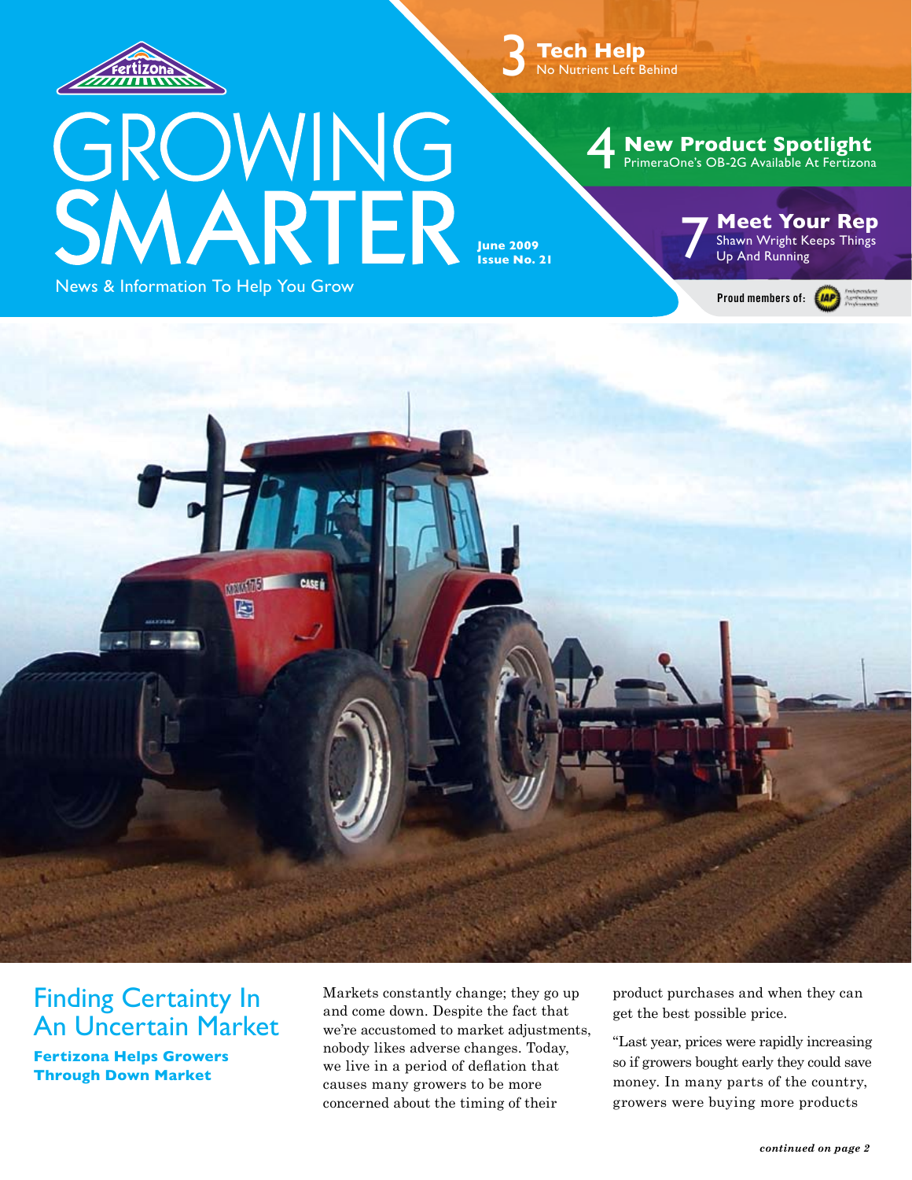# GROWING SMARTER

News & Information To Help You Grow

June 2009
Issue No. 21

**3 Tech Help**
No Nutrient Left Behind

**4 New Product Spotlight**
PrimeraOne's OB-2G Available At Fertizona

**7 Meet Your Rep**
Shawn Wright Keeps Things Up And Running

Proud members of:

## Finding Certainty In An Uncertain Market

### Fertizona Helps Growers Through Down Market

Markets constantly change; they go up and come down. Despite the fact that we're accustomed to market adjustments, nobody likes adverse changes. Today, we live in a period of deflation that causes many growers to be more concerned about the timing of their product purchases and when they can get the best possible price.

"Last year, prices were rapidly increasing so if growers bought early they could save money. In many parts of the country, growers were buying more products

*continued on page 2*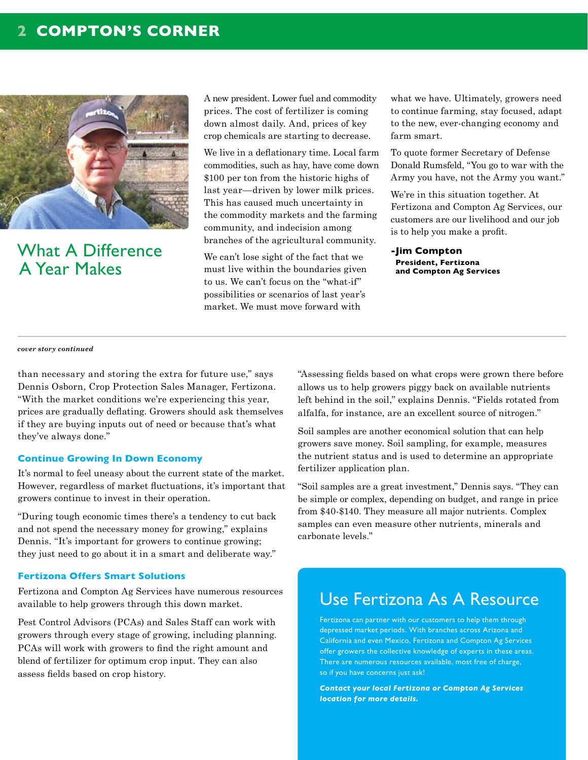## What A Difference A Year Makes

A new president. Lower fuel and commodity prices. The cost of fertilizer is coming down almost daily. And, prices of key crop chemicals are starting to decrease.

We live in a deflationary time. Local farm commodities, such as hay, have come down $100 per ton from the historic highs of last year—driven by lower milk prices. This has caused much uncertainty in the commodity markets and the farming community, and indecision among branches of the agricultural community.

We can't lose sight of the fact that we must live within the boundaries given to us. We can't focus on the "what-if" possibilities or scenarios of last year's market. We must move forward with what we have. Ultimately, growers need to continue farming, stay focused, adapt to the new, ever-changing economy and farm smart.

To quote former Secretary of Defense Donald Rumsfeld, "You go to war with the Army you have, not the Army you want."

We're in this situation together. At Fertizona and Compton Ag Services, our customers are our livelihood and our job is to help you make a profit.

**-Jim Compton**
**President, Fertizona and Compton Ag Services**

---

***cover story continued***

than necessary and storing the extra for future use," says Dennis Osborn, Crop Protection Sales Manager, Fertizona. "With the market conditions we're experiencing this year, prices are gradually deflating. Growers should ask themselves if they are buying inputs out of need or because that's what they've always done."

### Continue Growing In Down Economy

It's normal to feel uneasy about the current state of the market. However, regardless of market fluctuations, it's important that growers continue to invest in their operation.

"During tough economic times there's a tendency to cut back and not spend the necessary money for growing," explains Dennis. "It's important for growers to continue growing; they just need to go about it in a smart and deliberate way."

### Fertizona Offers Smart Solutions

Fertizona and Compton Ag Services have numerous resources available to help growers through this down market.

Pest Control Advisors (PCAs) and Sales Staff can work with growers through every stage of growing, including planning. PCAs will work with growers to find the right amount and blend of fertilizer for optimum crop input. They can also assess fields based on crop history.

"Assessing fields based on what crops were grown there before allows us to help growers piggy back on available nutrients left behind in the soil," explains Dennis. "Fields rotated from alfalfa, for instance, are an excellent source of nitrogen."

Soil samples are another economical solution that can help growers save money. Soil sampling, for example, measures the nutrient status and is used to determine an appropriate fertilizer application plan.

"Soil samples are a great investment," Dennis says. "They can be simple or complex, depending on budget, and range in price from $40-$140. They measure all major nutrients. Complex samples can even measure other nutrients, minerals and carbonate levels."

## Use Fertizona As A Resource

Fertizona can partner with our customers to help them through depressed market periods. With branches across Arizona and California and even Mexico, Fertizona and Compton Ag Services offer growers the collective knowledge of experts in these areas. There are numerous resources available, most free of charge, so if you have concerns just ask!

***Contact your local Fertizona or Compton Ag Services location for more details.***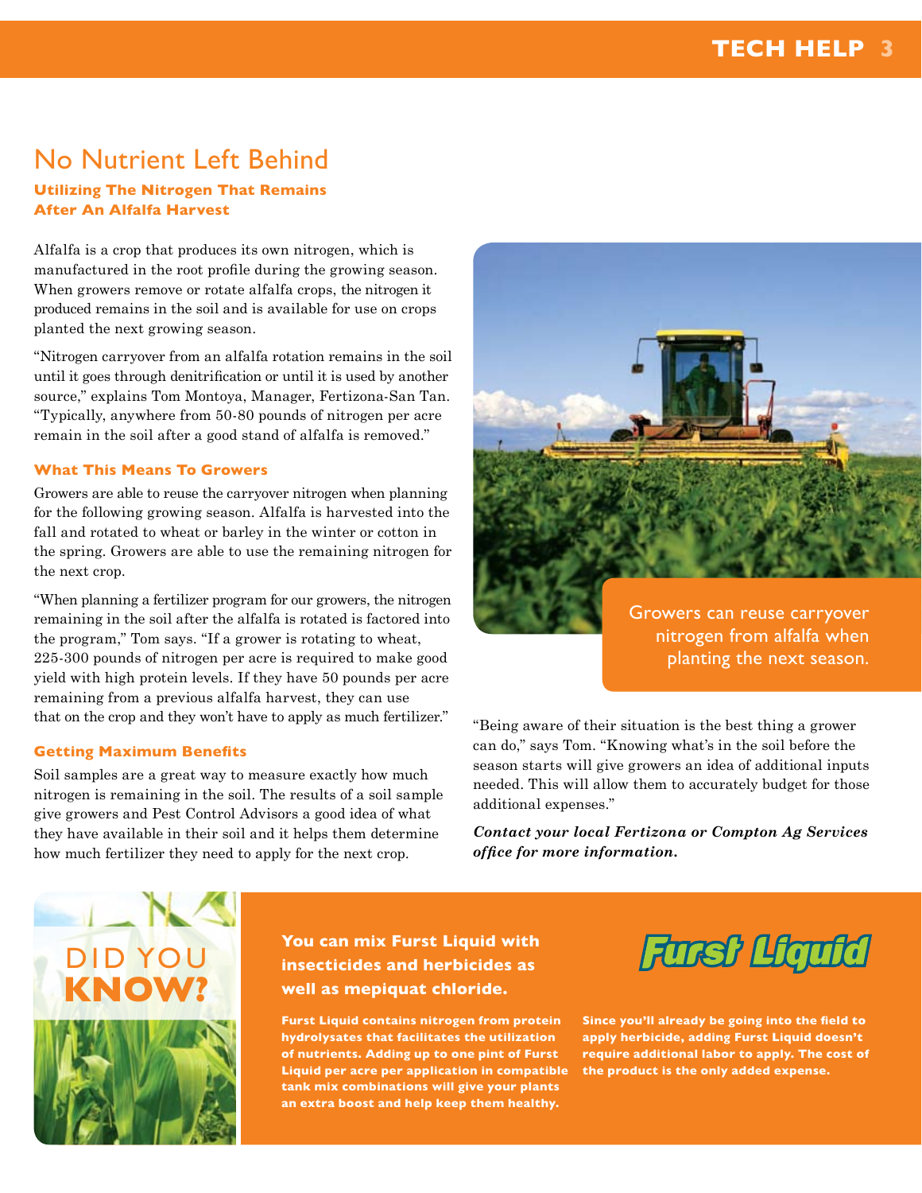# No Nutrient Left Behind

**Utilizing The Nitrogen That Remains After An Alfalfa Harvest**

Alfalfa is a crop that produces its own nitrogen, which is manufactured in the root profile during the growing season. When growers remove or rotate alfalfa crops, the nitrogen it produced remains in the soil and is available for use on crops planted the next growing season.

"Nitrogen carryover from an alfalfa rotation remains in the soil until it goes through denitrification or until it is used by another source," explains Tom Montoya, Manager, Fertizona-San Tan. "Typically, anywhere from 50-80 pounds of nitrogen per acre remain in the soil after a good stand of alfalfa is removed."

### What This Means To Growers

Growers are able to reuse the carryover nitrogen when planning for the following growing season. Alfalfa is harvested into the fall and rotated to wheat or barley in the winter or cotton in the spring. Growers are able to use the remaining nitrogen for the next crop.

"When planning a fertilizer program for our growers, the nitrogen remaining in the soil after the alfalfa is rotated is factored into the program," Tom says. "If a grower is rotating to wheat, 225-300 pounds of nitrogen per acre is required to make good yield with high protein levels. If they have 50 pounds per acre remaining from a previous alfalfa harvest, they can use that on the crop and they won't have to apply as much fertilizer."

### Getting Maximum Benefits

Soil samples are a great way to measure exactly how much nitrogen is remaining in the soil. The results of a soil sample give growers and Pest Control Advisors a good idea of what they have available in their soil and it helps them determine how much fertilizer they need to apply for the next crop.

Growers can reuse carryover nitrogen from alfalfa when planting the next season.

"Being aware of their situation is the best thing a grower can do," says Tom. "Knowing what's in the soil before the season starts will give growers an idea of additional inputs needed. This will allow them to accurately budget for those additional expenses."

***Contact your local Fertizona or Compton Ag Services office for more information.***

## DID YOU KNOW?

**You can mix Furst Liquid with insecticides and herbicides as well as mepiquat chloride.**

**Furst Liquid**

**Furst Liquid contains nitrogen from protein hydrolysates that facilitates the utilization of nutrients. Adding up to one pint of Furst Liquid per acre per application in compatible tank mix combinations will give your plants an extra boost and help keep them healthy.**

**Since you'll already be going into the field to apply herbicide, adding Furst Liquid doesn't require additional labor to apply. The cost of the product is the only added expense.**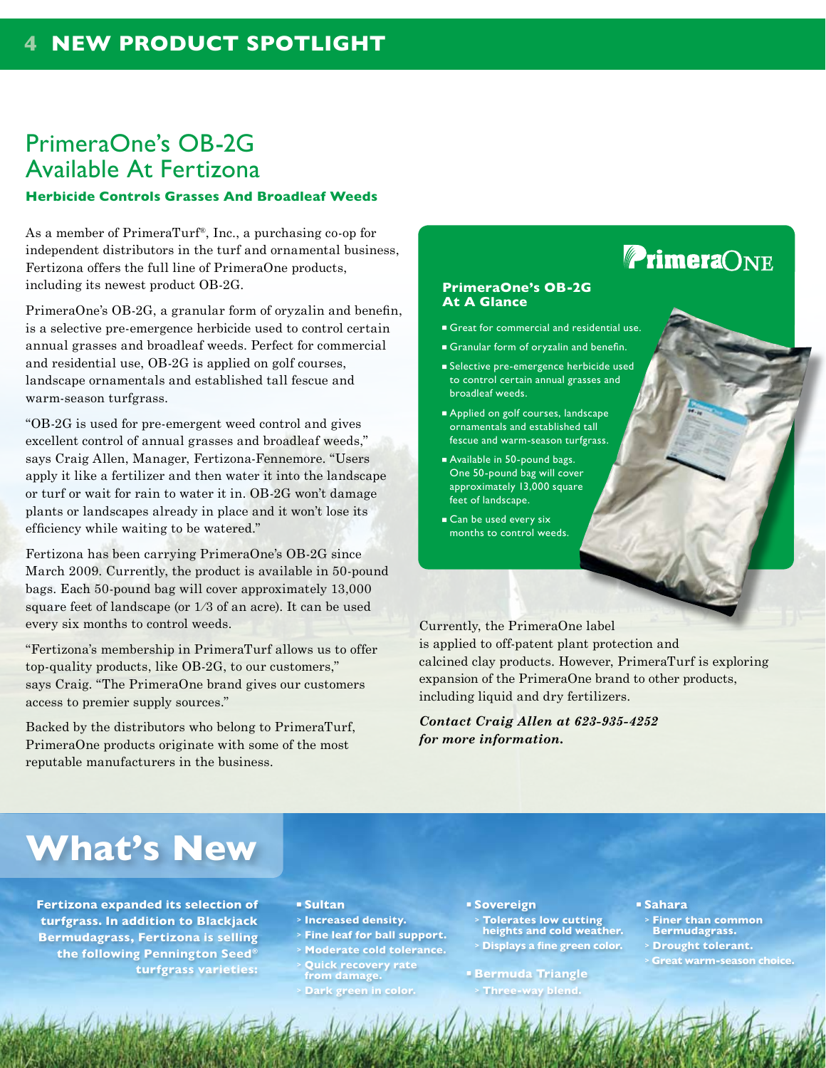# NEW PRODUCT SPOTLIGHT

## PrimeraOne's OB-2G Available At Fertizona

**Herbicide Controls Grasses And Broadleaf Weeds**

As a member of PrimeraTurf®, Inc., a purchasing co-op for independent distributors in the turf and ornamental business, Fertizona offers the full line of PrimeraOne products, including its newest product OB-2G.

PrimeraOne's OB-2G, a granular form of oryzalin and benefin, is a selective pre-emergence herbicide used to control certain annual grasses and broadleaf weeds. Perfect for commercial and residential use, OB-2G is applied on golf courses, landscape ornamentals and established tall fescue and warm-season turfgrass.

"OB-2G is used for pre-emergent weed control and gives excellent control of annual grasses and broadleaf weeds," says Craig Allen, Manager, Fertizona-Fennemore. "Users apply it like a fertilizer and then water it into the landscape or turf or wait for rain to water it in. OB-2G won't damage plants or landscapes already in place and it won't lose its efficiency while waiting to be watered."

Fertizona has been carrying PrimeraOne's OB-2G since March 2009. Currently, the product is available in 50-pound bags. Each 50-pound bag will cover approximately 13,000 square feet of landscape (or 1⁄3 of an acre). It can be used every six months to control weeds.

"Fertizona's membership in PrimeraTurf allows us to offer top-quality products, like OB-2G, to our customers," says Craig. "The PrimeraOne brand gives our customers access to premier supply sources."

Backed by the distributors who belong to PrimeraTurf, PrimeraOne products originate with some of the most reputable manufacturers in the business.

Currently, the PrimeraOne label is applied to off-patent plant protection and calcined clay products. However, PrimeraTurf is exploring expansion of the PrimeraOne brand to other products, including liquid and dry fertilizers.

***Contact Craig Allen at 623-935-4252 for more information.***

### PrimeraOne's OB-2G At A Glance

- Great for commercial and residential use.
- Granular form of oryzalin and benefin.
- Selective pre-emergence herbicide used to control certain annual grasses and broadleaf weeds.
- Applied on golf courses, landscape ornamentals and established tall fescue and warm-season turfgrass.
- Available in 50-pound bags. One 50-pound bag will cover approximately 13,000 square feet of landscape.
- Can be used every six months to control weeds.

# What's New

**Fertizona expanded its selection of turfgrass. In addition to Blackjack Bermudagrass, Fertizona is selling the following Pennington Seed® turfgrass varieties:**

- **Sultan**
  - Increased density.
  - Fine leaf for ball support.
  - Moderate cold tolerance.
  - Quick recovery rate from damage.
  - Dark green in color.
- **Sovereign**
  - Tolerates low cutting heights and cold weather.
  - Displays a fine green color.
- **Bermuda Triangle**
  - Three-way blend.
- **Sahara**
  - Finer than common Bermudagrass.
  - Drought tolerant.
  - Great warm-season choice.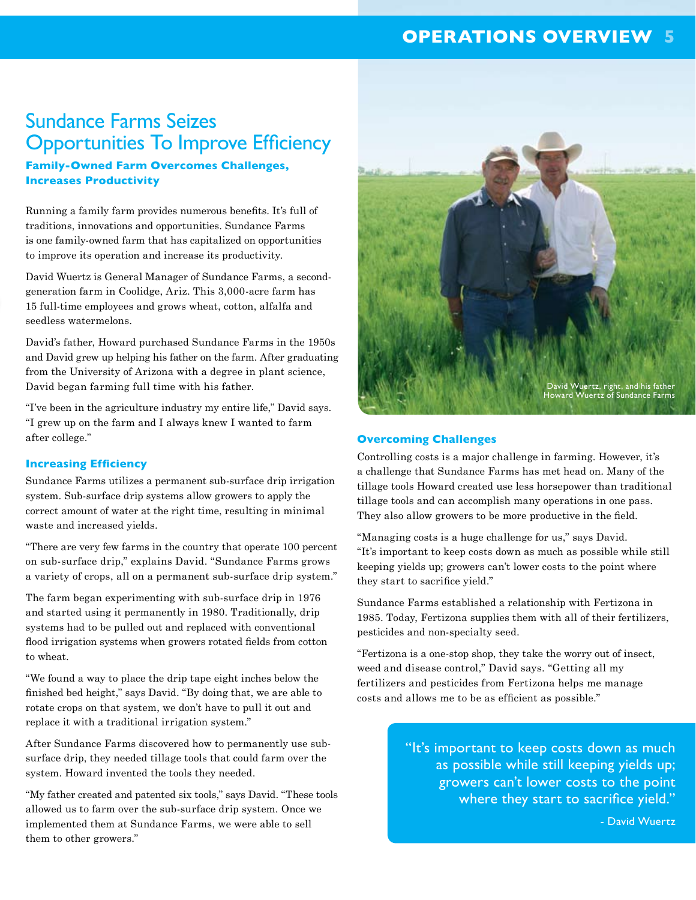# Sundance Farms Seizes Opportunities To Improve Efficiency

### Family-Owned Farm Overcomes Challenges, Increases Productivity

Running a family farm provides numerous benefits. It's full of traditions, innovations and opportunities. Sundance Farms is one family-owned farm that has capitalized on opportunities to improve its operation and increase its productivity.

David Wuertz is General Manager of Sundance Farms, a second-generation farm in Coolidge, Ariz. This 3,000-acre farm has 15 full-time employees and grows wheat, cotton, alfalfa and seedless watermelons.

David's father, Howard purchased Sundance Farms in the 1950s and David grew up helping his father on the farm. After graduating from the University of Arizona with a degree in plant science, David began farming full time with his father.

"I've been in the agriculture industry my entire life," David says. "I grew up on the farm and I always knew I wanted to farm after college."

### Increasing Efficiency

Sundance Farms utilizes a permanent sub-surface drip irrigation system. Sub-surface drip systems allow growers to apply the correct amount of water at the right time, resulting in minimal waste and increased yields.

"There are very few farms in the country that operate 100 percent on sub-surface drip," explains David. "Sundance Farms grows a variety of crops, all on a permanent sub-surface drip system."

The farm began experimenting with sub-surface drip in 1976 and started using it permanently in 1980. Traditionally, drip systems had to be pulled out and replaced with conventional flood irrigation systems when growers rotated fields from cotton to wheat.

"We found a way to place the drip tape eight inches below the finished bed height," says David. "By doing that, we are able to rotate crops on that system, we don't have to pull it out and replace it with a traditional irrigation system."

After Sundance Farms discovered how to permanently use sub-surface drip, they needed tillage tools that could farm over the system. Howard invented the tools they needed.

"My father created and patented six tools," says David. "These tools allowed us to farm over the sub-surface drip system. Once we implemented them at Sundance Farms, we were able to sell them to other growers."

David Wuertz, right, and his father Howard Wuertz of Sundance Farms

### Overcoming Challenges

Controlling costs is a major challenge in farming. However, it's a challenge that Sundance Farms has met head on. Many of the tillage tools Howard created use less horsepower than traditional tillage tools and can accomplish many operations in one pass. They also allow growers to be more productive in the field.

"Managing costs is a huge challenge for us," says David. "It's important to keep costs down as much as possible while still keeping yields up; growers can't lower costs to the point where they start to sacrifice yield."

Sundance Farms established a relationship with Fertizona in 1985. Today, Fertizona supplies them with all of their fertilizers, pesticides and non-specialty seed.

"Fertizona is a one-stop shop, they take the worry out of insect, weed and disease control," David says. "Getting all my fertilizers and pesticides from Fertizona helps me manage costs and allows me to be as efficient as possible."

> "It's important to keep costs down as much as possible while still keeping yields up; growers can't lower costs to the point where they start to sacrifice yield."
>
> \- David Wuertz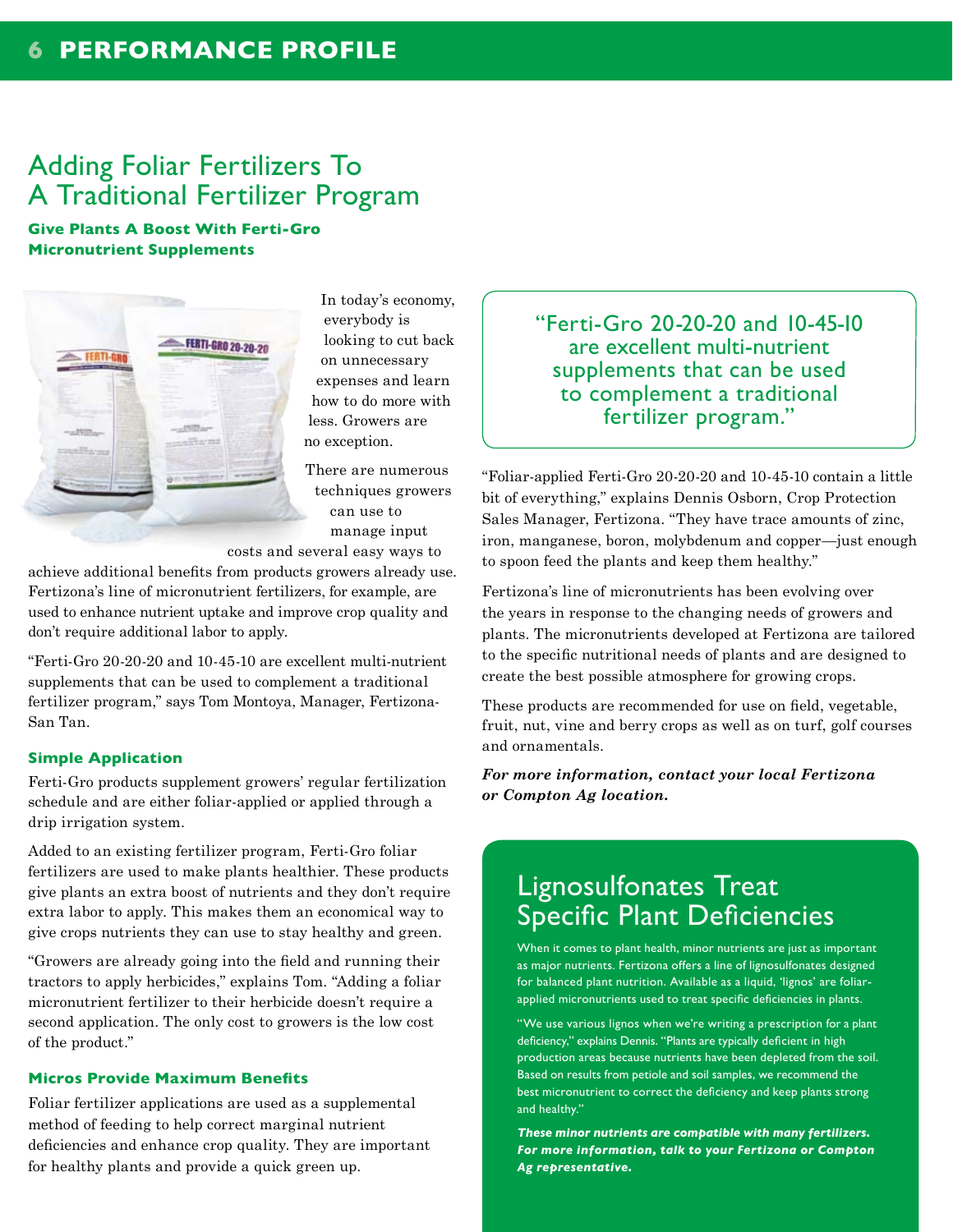## Adding Foliar Fertilizers To A Traditional Fertilizer Program

**Give Plants A Boost With Ferti-Gro Micronutrient Supplements**

In today's economy, everybody is looking to cut back on unnecessary expenses and learn how to do more with less. Growers are no exception.

There are numerous techniques growers can use to manage input costs and several easy ways to achieve additional benefits from products growers already use. Fertizona's line of micronutrient fertilizers, for example, are used to enhance nutrient uptake and improve crop quality and don't require additional labor to apply.

"Ferti-Gro 20-20-20 and 10-45-10 are excellent multi-nutrient supplements that can be used to complement a traditional fertilizer program," says Tom Montoya, Manager, Fertizona-San Tan.

### Simple Application

Ferti-Gro products supplement growers' regular fertilization schedule and are either foliar-applied or applied through a drip irrigation system.

Added to an existing fertilizer program, Ferti-Gro foliar fertilizers are used to make plants healthier. These products give plants an extra boost of nutrients and they don't require extra labor to apply. This makes them an economical way to give crops nutrients they can use to stay healthy and green.

"Growers are already going into the field and running their tractors to apply herbicides," explains Tom. "Adding a foliar micronutrient fertilizer to their herbicide doesn't require a second application. The only cost to growers is the low cost of the product."

### Micros Provide Maximum Benefits

Foliar fertilizer applications are used as a supplemental method of feeding to help correct marginal nutrient deficiencies and enhance crop quality. They are important for healthy plants and provide a quick green up.

> "Ferti-Gro 20-20-20 and 10-45-10 are excellent multi-nutrient supplements that can be used to complement a traditional fertilizer program."

"Foliar-applied Ferti-Gro 20-20-20 and 10-45-10 contain a little bit of everything," explains Dennis Osborn, Crop Protection Sales Manager, Fertizona. "They have trace amounts of zinc, iron, manganese, boron, molybdenum and copper—just enough to spoon feed the plants and keep them healthy."

Fertizona's line of micronutrients has been evolving over the years in response to the changing needs of growers and plants. The micronutrients developed at Fertizona are tailored to the specific nutritional needs of plants and are designed to create the best possible atmosphere for growing crops.

These products are recommended for use on field, vegetable, fruit, nut, vine and berry crops as well as on turf, golf courses and ornamentals.

***For more information, contact your local Fertizona or Compton Ag location.***

## Lignosulfonates Treat Specific Plant Deficiencies

When it comes to plant health, minor nutrients are just as important as major nutrients. Fertizona offers a line of lignosulfonates designed for balanced plant nutrition. Available as a liquid, 'lignos' are foliar-applied micronutrients used to treat specific deficiencies in plants.

"We use various lignos when we're writing a prescription for a plant deficiency," explains Dennis. "Plants are typically deficient in high production areas because nutrients have been depleted from the soil. Based on results from petiole and soil samples, we recommend the best micronutrient to correct the deficiency and keep plants strong and healthy."

***These minor nutrients are compatible with many fertilizers. For more information, talk to your Fertizona or Compton Ag representative.***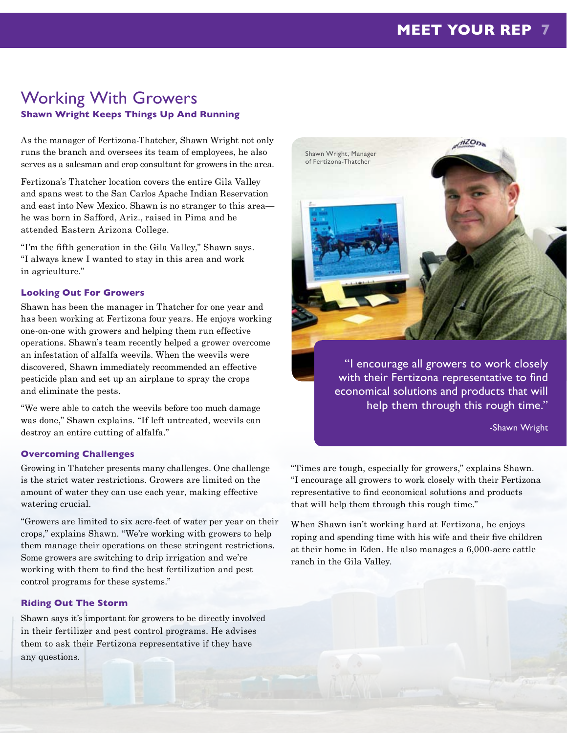# Working With Growers

**Shawn Wright Keeps Things Up And Running**

As the manager of Fertizona-Thatcher, Shawn Wright not only runs the branch and oversees its team of employees, he also serves as a salesman and crop consultant for growers in the area.

Fertizona's Thatcher location covers the entire Gila Valley and spans west to the San Carlos Apache Indian Reservation and east into New Mexico. Shawn is no stranger to this area—he was born in Safford, Ariz., raised in Pima and he attended Eastern Arizona College.

"I'm the fifth generation in the Gila Valley," Shawn says. "I always knew I wanted to stay in this area and work in agriculture."

### Looking Out For Growers

Shawn has been the manager in Thatcher for one year and has been working at Fertizona four years. He enjoys working one-on-one with growers and helping them run effective operations. Shawn's team recently helped a grower overcome an infestation of alfalfa weevils. When the weevils were discovered, Shawn immediately recommended an effective pesticide plan and set up an airplane to spray the crops and eliminate the pests.

"We were able to catch the weevils before too much damage was done," Shawn explains. "If left untreated, weevils can destroy an entire cutting of alfalfa."

### Overcoming Challenges

Growing in Thatcher presents many challenges. One challenge is the strict water restrictions. Growers are limited on the amount of water they can use each year, making effective watering crucial.

"Growers are limited to six acre-feet of water per year on their crops," explains Shawn. "We're working with growers to help them manage their operations on these stringent restrictions. Some growers are switching to drip irrigation and we're working with them to find the best fertilization and pest control programs for these systems."

### Riding Out The Storm

Shawn says it's important for growers to be directly involved in their fertilizer and pest control programs. He advises them to ask their Fertizona representative if they have any questions.

Shawn Wright, Manager of Fertizona-Thatcher

> "I encourage all growers to work closely with their Fertizona representative to find economical solutions and products that will help them through this rough time."
>
> -Shawn Wright

"Times are tough, especially for growers," explains Shawn. "I encourage all growers to work closely with their Fertizona representative to find economical solutions and products that will help them through this rough time."

When Shawn isn't working hard at Fertizona, he enjoys roping and spending time with his wife and their five children at their home in Eden. He also manages a 6,000-acre cattle ranch in the Gila Valley.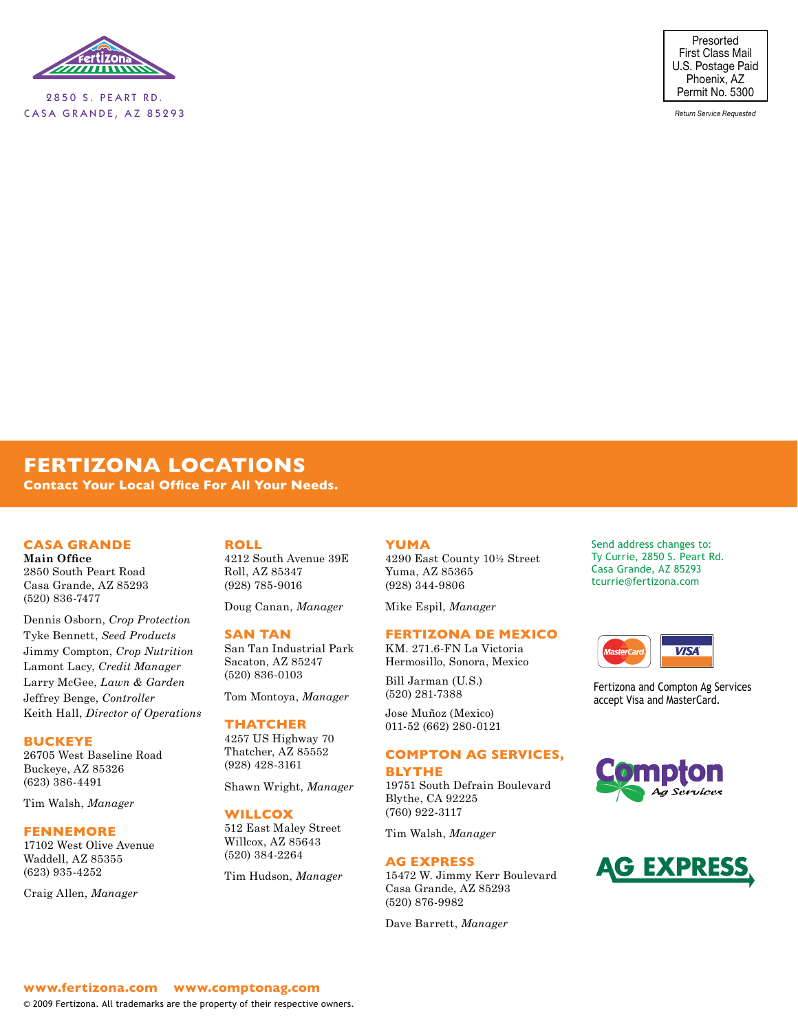Fertizona

2850 S. PEART RD.
CASA GRANDE, AZ 85293

Presorted
First Class Mail
U.S. Postage Paid
Phoenix, AZ
Permit No. 5300

*Return Service Requested*

## FERTIZONA LOCATIONS

**Contact Your Local Office For All Your Needs.**

### CASA GRANDE

**Main Office**
2850 South Peart Road
Casa Grande, AZ 85293
(520) 836-7477

Dennis Osborn, *Crop Protection*
Tyke Bennett, *Seed Products*
Jimmy Compton, *Crop Nutrition*
Lamont Lacy, *Credit Manager*
Larry McGee, *Lawn & Garden*
Jeffrey Benge, *Controller*
Keith Hall, *Director of Operations*

### BUCKEYE

26705 West Baseline Road
Buckeye, AZ 85326
(623) 386-4491

Tim Walsh, *Manager*

### FENNEMORE

17102 West Olive Avenue
Waddell, AZ 85355
(623) 935-4252

Craig Allen, *Manager*

### ROLL

4212 South Avenue 39E
Roll, AZ 85347
(928) 785-9016

Doug Canan, *Manager*

### SAN TAN

San Tan Industrial Park
Sacaton, AZ 85247
(520) 836-0103

Tom Montoya, *Manager*

### THATCHER

4257 US Highway 70
Thatcher, AZ 85552
(928) 428-3161

Shawn Wright, *Manager*

### WILLCOX

512 East Maley Street
Willcox, AZ 85643
(520) 384-2264

Tim Hudson, *Manager*

### YUMA

4290 East County 10½ Street
Yuma, AZ 85365
(928) 344-9806

Mike Espil, *Manager*

### FERTIZONA DE MEXICO

KM. 271.6-FN La Victoria
Hermosillo, Sonora, Mexico

Bill Jarman (U.S.)
(520) 281-7388

Jose Muñoz (Mexico)
011-52 (662) 280-0121

### COMPTON AG SERVICES, BLYTHE

19751 South Defrain Boulevard
Blythe, CA 92225
(760) 922-3117

Tim Walsh, *Manager*

### AG EXPRESS

15472 W. Jimmy Kerr Boulevard
Casa Grande, AZ 85293
(520) 876-9982

Dave Barrett, *Manager*

Send address changes to:
Ty Currie, 2850 S. Peart Rd.
Casa Grande, AZ 85293
tcurrie@fertizona.com

MasterCard VISA

Fertizona and Compton Ag Services accept Visa and MasterCard.

Compton Ag Services

AG EXPRESS

**www.fertizona.com www.comptonag.com**

© 2009 Fertizona. All trademarks are the property of their respective owners.